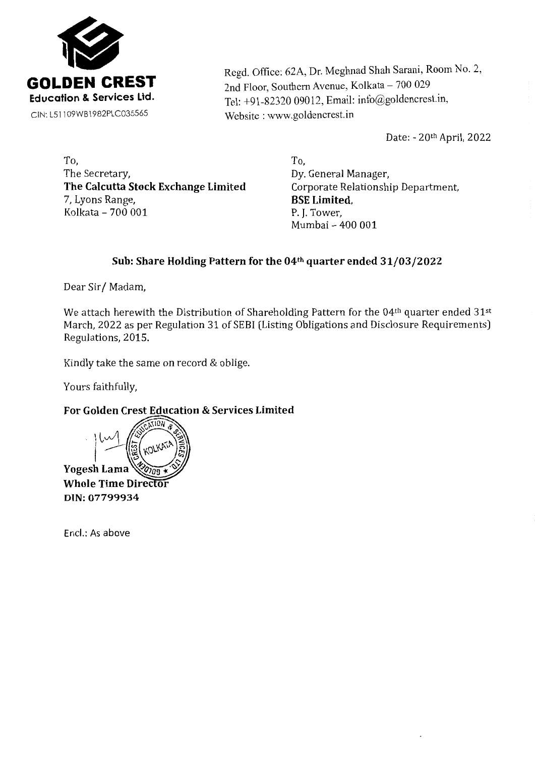**GOLDEN CREST**
**Education & Services Ltd.**
CIN: L51109WB1982PLC035565

Regd. Office: 62A, Dr. Meghnad Shah Sarani, Room No. 2,
2nd Floor, Southern Avenue, Kolkata – 700 029
Tel: +91-82320 09012, Email: info@goldencrest.in,
Website : www.goldencrest.in

Date: - 20th April, 2022

To,
The Secretary,
**The Calcutta Stock Exchange Limited**
7, Lyons Range,
Kolkata – 700 001

To,
Dy. General Manager,
Corporate Relationship Department,
**BSE Limited**,
P. J. Tower,
Mumbai – 400 001

### Sub: Share Holding Pattern for the 04th quarter ended 31/03/2022

Dear Sir/ Madam,

We attach herewith the Distribution of Shareholding Pattern for the 04th quarter ended 31st March, 2022 as per Regulation 31 of SEBI (Listing Obligations and Disclosure Requirements) Regulations, 2015.

Kindly take the same on record & oblige.

Yours faithfully,

**For Golden Crest Education & Services Limited**

**Yogesh Lama**
**Whole Time Director**
**DIN: 07799934**

Encl.: As above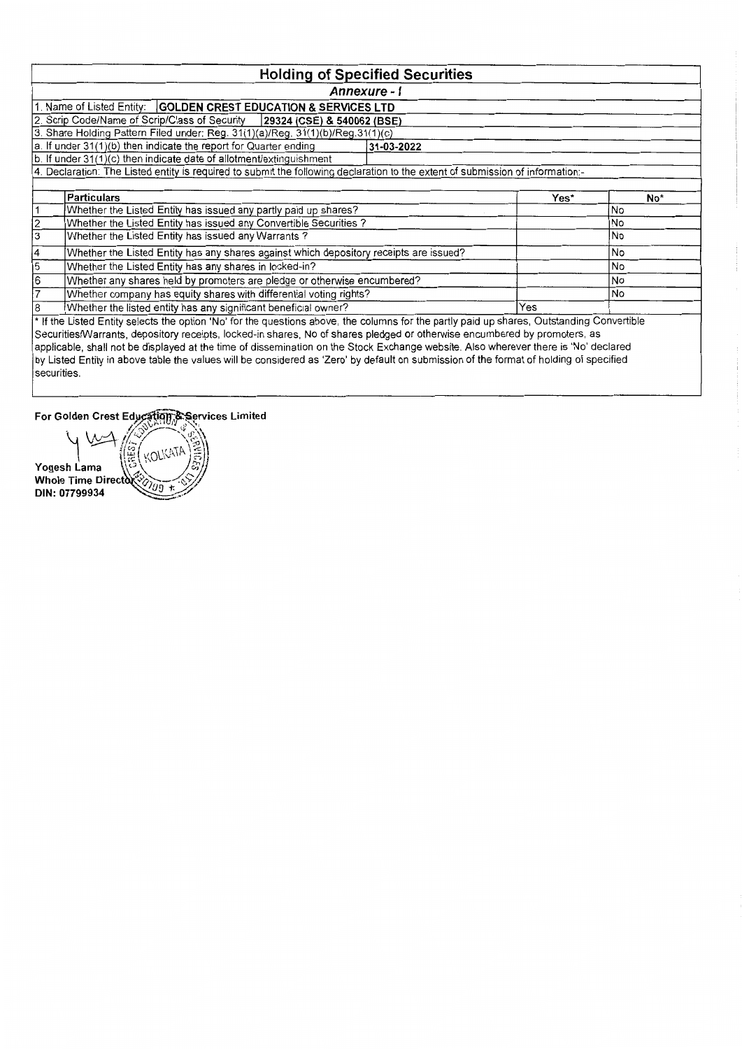# Holding of Specified Securities

## *Annexure - I*

1. Name of Listed Entity: **GOLDEN CREST EDUCATION & SERVICES LTD**
2. Scrip Code/Name of Scrip/Class of Security **29324 (CSE) & 540062 (BSE)**
3. Share Holding Pattern Filed under: Reg. 31(1)(a)/Reg. 31(1)(b)/Reg.31(1)(c)

a. If under 31(1)(b) then indicate the report for Quarter ending **31-03-2022**

b. If under 31(1)(c) then indicate date of allotment/extinguishment

4. Declaration: The Listed entity is required to submit the following declaration to the extent of submission of information:-

| | Particulars | Yes* | No* |
|---|---|---|---|
| 1 | Whether the Listed Entity has issued any partly paid up shares? | | No |
| 2 | Whether the Listed Entity has issued any Convertible Securities ? | | No |
| 3 | Whether the Listed Entity has issued any Warrants ? | | No |
| 4 | Whether the Listed Entity has any shares against which depository receipts are issued? | | No |
| 5 | Whether the Listed Entity has any shares in locked-in? | | No |
| 6 | Whether any shares held by promoters are pledge or otherwise encumbered? | | No |
| 7 | Whether company has equity shares with differential voting rights? | | No |
| 8 | Whether the listed entity has any significant beneficial owner? | Yes | |

* If the Listed Entity selects the option 'No' for the questions above, the columns for the partly paid up shares, Outstanding Convertible Securities/Warrants, depository receipts, locked-in shares, No of shares pledged or otherwise encumbered by promoters, as applicable, shall not be displayed at the time of dissemination on the Stock Exchange website. Also wherever there is 'No' declared by Listed Entity in above table the values will be considered as 'Zero' by default on submission of the format of holding of specified securities.

**For Golden Crest Education & Services Limited**

**Yogesh Lama**
**Whole Time Director**
**DIN: 07799934**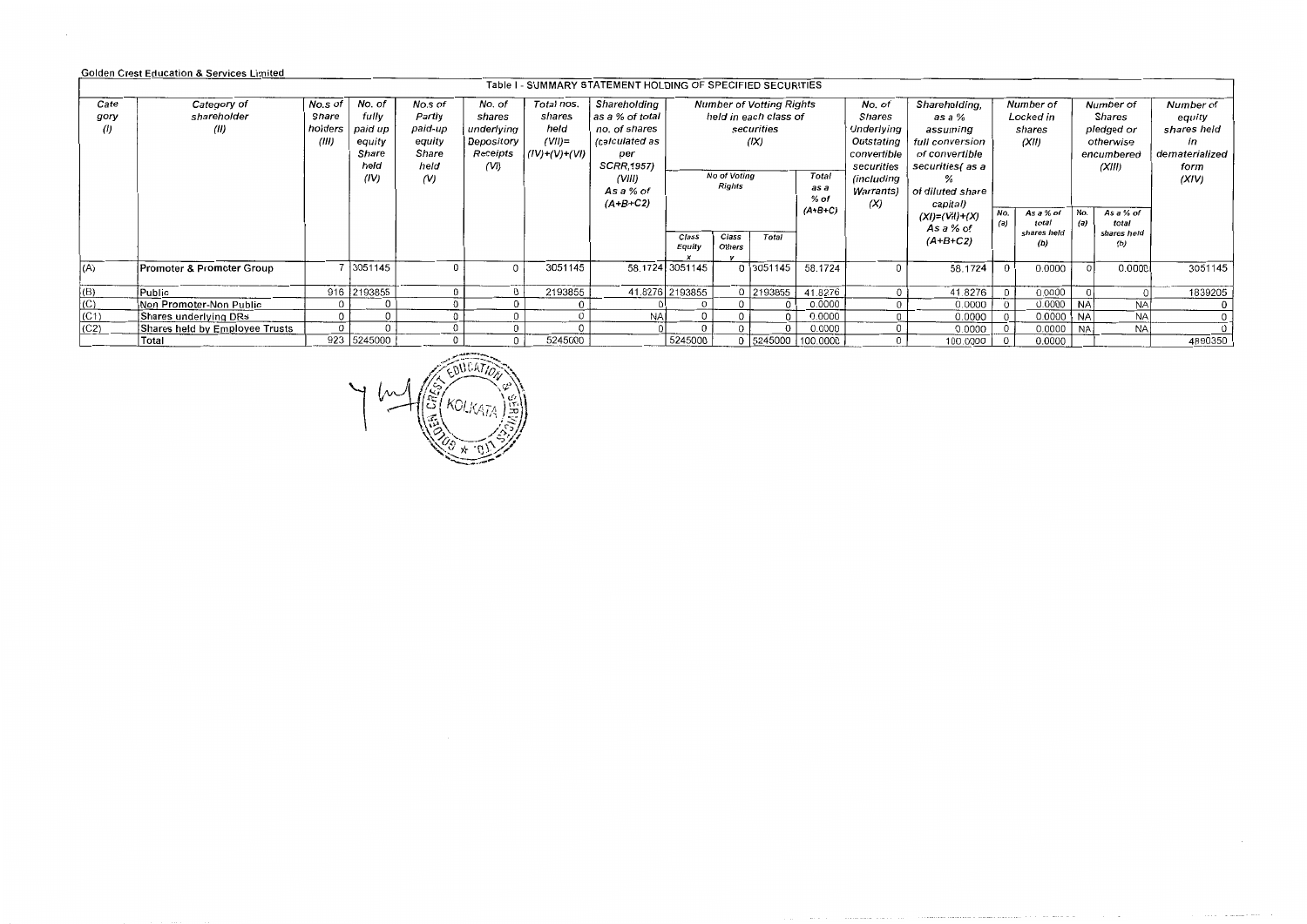Golden Crest Education & Services Limited

## Table I - SUMMARY STATEMENT HOLDING OF SPECIFIED SECURITIES

| Category (I) | Category of shareholder (II) | No.s of Share holders (III) | No. of fully paid up equity Share held (IV) | No.s of Partly paid-up equity Share held (V) | No. of shares underlying Depository Receipts (VI) | Total nos. shares held (VII)= (IV)+(V)+(VI) | Shareholding as a % of total no. of shares (calculated as per SCRR,1957) (VIII) As a % of (A+B+C2) | Number of Voting Rights held in each class of securities (IX) | | | | No. of Shares Underlying Outstating convertible securities (including Warrants) (X) | Shareholding, as a % assuming full conversion of convertible securities( as a % of diluted share capital) (XI)=(VII)+(X) As a % of (A+B+C2) | Number of Locked in shares (XII) | | Number of Shares pledged or otherwise encumbered (XIII) | | Number of equity shares held in dematerialized form (XIV) |
|---|---|---|---|---|---|---|---|---|---|---|---|---|---|---|---|---|---|---|
| | | | | | | | | No of Voting Rights | | | Total as a % of (A+B+C) | | | No. (a) | As a % of total shares held (b) | No. (a) | As a % of total shares held (b) | |
| | | | | | | | | Class Equity x | Class Others y | Total | | | | | | | | |
| (A) | Promoter & Promoter Group | 7 | 3051145 | 0 | 0 | 3051145 | 58.1724 | 3051145 | 0 | 3051145 | 58.1724 | 0 | 58.1724 | 0 | 0.0000 | 0 | 0.0000 | 3051145 |
| (B) | Public | 916 | 2193855 | 0 | 0 | 2193855 | 41.8276 | 2193855 | 0 | 2193855 | 41.8276 | 0 | 41.8276 | 0 | 0.0000 | 0 | 0 | 1839205 |
| (C) | Non Promoter-Non Public | 0 | 0 | 0 | 0 | 0 | 0 | 0 | 0 | 0 | 0.0000 | 0 | 0.0000 | 0 | 0.0000 | NA | NA | 0 |
| (C1) | Shares underlying DRs | 0 | 0 | 0 | 0 | 0 | NA | 0 | 0 | 0 | 0.0000 | 0 | 0.0000 | 0 | 0.0000 | NA | NA | 0 |
| (C2) | Shares held by Employee Trusts | 0 | 0 | 0 | 0 | 0 | 0 | 0 | 0 | 0 | 0.0000 | 0 | 0.0000 | 0 | 0.0000 | NA | NA | 0 |
| | Total | 923 | 5245000 | 0 | 0 | 5245000 | | 5245000 | 0 | 5245000 | 100.0000 | 0 | 100.0000 | 0 | 0.0000 | | | 4890350 |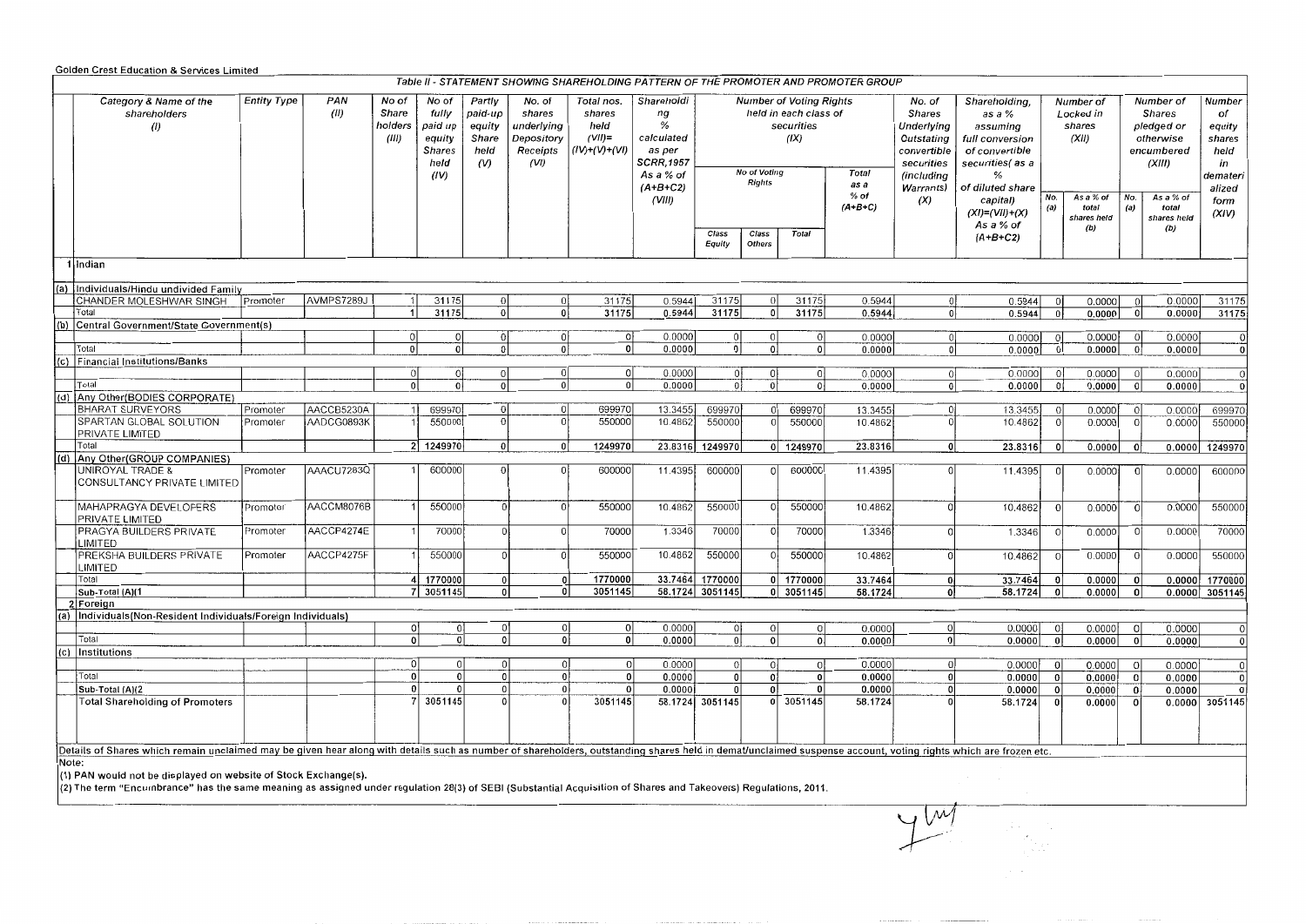Golden Crest Education & Services Limited

## Table II - STATEMENT SHOWING SHAREHOLDING PATTERN OF THE PROMOTER AND PROMOTER GROUP

| | Category & Name of the shareholders (I) | Entity Type | PAN (II) | No of Share holders (III) | No of fully paid up equity Shares held (IV) | Partly paid-up equity Share held (V) | No. of shares underlying Depository Receipts (VI) | Total nos. shares held (VII)= (IV)+(V)+(VI) | Shareholding % calculated as per SCRR,1957 As a % of (A+B+C2) (VIII) | Number of Voting Rights held in each class of securities (IX) | | | | No. of Shares Underlying Outstating convertible securities (including Warrants) (X) | Shareholding, as a % assuming full conversion of convertible securities( as a % of diluted share capital) (XI)=(VII)+(X) As a % of (A+B+C2) | Number of Locked in shares (XII) | | Number of Shares pledged or otherwise encumbered (XIII) | | Number of equity shares held in demateri alized form (XIV) |
|---|---|---|---|---|---|---|---|---|---|---|---|---|---|---|---|---|---|---|---|---|
| | | | | | | | | | | No of Voting Rights | | | Total as a % of (A+B+C) | | | No. (a) | As a % of total shares held (b) | No. (a) | As a % of total shares held (b) | |
| | | | | | | | | | | Class Equity | Class Others | Total | | | | | | | | |
| 1 | Indian | | | | | | | | | | | | | | | | | | | |
| (a) | Individuals/Hindu undivided Family | | | | | | | | | | | | | | | | | | | |
| | CHANDER MOLESHWAR SINGH | Promoter | AVMPS7289J | 1 | 31175 | 0 | 0 | 31175 | 0.5944 | 31175 | 0 | 31175 | 0.5944 | 0 | 0.5944 | 0 | 0.0000 | 0 | 0.0000 | 31175 |
| | Total | | | 1 | 31175 | 0 | 0 | 31175 | 0.5944 | 31175 | 0 | 31175 | 0.5944 | 0 | 0.5944 | 0 | 0.0000 | 0 | 0.0000 | 31175 |
| (b) | Central Government/State Government(s) | | | | | | | | | | | | | | | | | | | |
| | | | | 0 | 0 | 0 | 0 | 0 | 0.0000 | 0 | 0 | 0 | 0.0000 | 0 | 0.0000 | 0 | 0.0000 | 0 | 0.0000 | 0 |
| | Total | | | 0 | 0 | 0 | 0 | 0 | 0.0000 | 0 | 0 | 0 | 0.0000 | 0 | 0.0000 | 0 | 0.0000 | 0 | 0.0000 | 0 |
| (c) | Financial Institutions/Banks | | | | | | | | | | | | | | | | | | | |
| | | | | 0 | 0 | 0 | 0 | 0 | 0.0000 | 0 | 0 | 0 | 0.0000 | 0 | 0.0000 | 0 | 0.0000 | 0 | 0.0000 | 0 |
| | Total | | | 0 | 0 | 0 | 0 | 0 | 0.0000 | 0 | 0 | 0 | 0.0000 | 0 | 0.0000 | 0 | 0.0000 | 0 | 0.0000 | 0 |
| (d) | Any Other(BODIES CORPORATE) | | | | | | | | | | | | | | | | | | | |
| | BHARAT SURVEYORS | Promoter | AACCB5230A | 1 | 699970 | 0 | 0 | 699970 | 13.3455 | 699970 | 0 | 699970 | 13.3455 | 0 | 13.3455 | 0 | 0.0000 | 0 | 0.0000 | 699970 |
| | SPARTAN GLOBAL SOLUTION PRIVATE LIMITED | Promoter | AADCG0893K | 1 | 550000 | 0 | 0 | 550000 | 10.4862 | 550000 | 0 | 550000 | 10.4862 | 0 | 10.4862 | 0 | 0.0000 | 0 | 0.0000 | 550000 |
| | Total | | | 2 | 1249970 | 0 | 0 | 1249970 | 23.8316 | 1249970 | 0 | 1249970 | 23.8316 | 0 | 23.8316 | 0 | 0.0000 | 0 | 0.0000 | 1249970 |
| (d) | Any Other(GROUP COMPANIES) | | | | | | | | | | | | | | | | | | | |
| | UNIROYAL TRADE & CONSULTANCY PRIVATE LIMITED | Promoter | AAACU7283Q | 1 | 600000 | 0 | 0 | 600000 | 11.4395 | 600000 | 0 | 600000 | 11.4395 | 0 | 11.4395 | 0 | 0.0000 | 0 | 0.0000 | 600000 |
| | MAHAPRAGYA DEVELOPERS PRIVATE LIMITED | Promoter | AACCM8076B | 1 | 550000 | 0 | 0 | 550000 | 10.4862 | 550000 | 0 | 550000 | 10.4862 | 0 | 10.4862 | 0 | 0.0000 | 0 | 0.0000 | 550000 |
| | PRAGYA BUILDERS PRIVATE LIMITED | Promoter | AACCP4274E | 1 | 70000 | 0 | 0 | 70000 | 1.3346 | 70000 | 0 | 70000 | 1.3346 | 0 | 1.3346 | 0 | 0.0000 | 0 | 0.0000 | 70000 |
| | PREKSHA BUILDERS PRIVATE LIMITED | Promoter | AACCP4275F | 1 | 550000 | 0 | 0 | 550000 | 10.4862 | 550000 | 0 | 550000 | 10.4862 | 0 | 10.4862 | 0 | 0.0000 | 0 | 0.0000 | 550000 |
| | Total | | | 4 | 1770000 | 0 | 0 | 1770000 | 33.7464 | 1770000 | 0 | 1770000 | 33.7464 | 0 | 33.7464 | 0 | 0.0000 | 0 | 0.0000 | 1770000 |
| | Sub-Total (A)(1 | | | 7 | 3051145 | 0 | 0 | 3051145 | 58.1724 | 3051145 | 0 | 3051145 | 58.1724 | 0 | 58.1724 | 0 | 0.0000 | 0 | 0.0000 | 3051145 |
| 2 | Foreign | | | | | | | | | | | | | | | | | | | |
| (a) | Individuals(Non-Resident Individuals/Foreign Individuals) | | | | | | | | | | | | | | | | | | | |
| | | | | 0 | 0 | 0 | 0 | 0 | 0.0000 | 0 | 0 | 0 | 0.0000 | 0 | 0.0000 | 0 | 0.0000 | 0 | 0.0000 | 0 |
| | Total | | | 0 | 0 | 0 | 0 | 0 | 0.0000 | 0 | 0 | 0 | 0.0000 | 0 | 0.0000 | 0 | 0.0000 | 0 | 0.0000 | 0 |
| (c) | Institutions | | | | | | | | | | | | | | | | | | | |
| | | | | 0 | 0 | 0 | 0 | 0 | 0.0000 | 0 | 0 | 0 | 0.0000 | 0 | 0.0000 | 0 | 0.0000 | 0 | 0.0000 | 0 |
| | Total | | | 0 | 0 | 0 | 0 | 0 | 0.0000 | 0 | 0 | 0 | 0.0000 | 0 | 0.0000 | 0 | 0.0000 | 0 | 0.0000 | 0 |
| | Sub-Total (A)(2 | | | 0 | 0 | 0 | 0 | 0 | 0.0000 | 0 | 0 | 0 | 0.0000 | 0 | 0.0000 | 0 | 0.0000 | 0 | 0.0000 | 0 |
| | Total Shareholding of Promoters | | | 7 | 3051145 | 0 | 0 | 3051145 | 58.1724 | 3051145 | 0 | 3051145 | 58.1724 | 0 | 58.1724 | 0 | 0.0000 | 0 | 0.0000 | 3051145 |

Details of Shares which remain unclaimed may be given hear along with details such as number of shareholders, outstanding shares held in demat/unclaimed suspense account, voting rights which are frozen etc.

Note:

(1) PAN would not be displayed on website of Stock Exchange(s).

(2) The term "Encumbrance" has the same meaning as assigned under regulation 28(3) of SEBI (Substantial Acquisition of Shares and Takeovers) Regulations, 2011.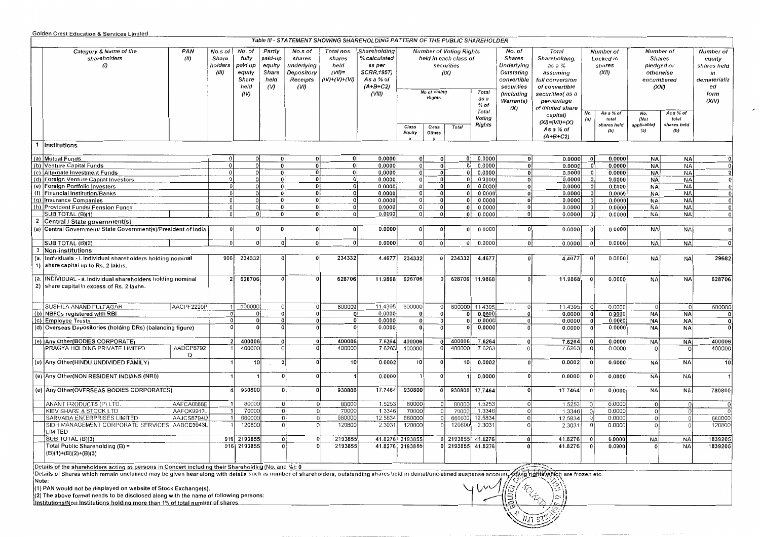Golden Crest Education & Services Limited

Table III - STATEMENT SHOWING SHAREHOLDING PATTERN OF THE PUBLIC SHAREHOLDER

| | Category & Name of the shareholders (I) | PAN (II) | No.s of Share holders (III) | No. of fully paid up equity Share held (IV) | Partly paid-up equity Share held (V) | No.s of shares underlying Depository Receipts (VI) | Total nos. shares held (VII)= (IV)+(V)+(VI) | Shareholding % calculated as per SCRR,1957) As a % of (A+B+C2) (VIII) | Number of Voting Rights held in each class of securities (IX) | | | | No. of Shares Underlying Outstating convertible securities (Including Warrants) (X) | Total Shareholding, as a % assuming full conversion of convertible securities( as a percentage of diluted share capital) (XI)=(VII)+(X) As a % of (A+B+C2) | Number of Locked in shares (XII) | | Number of Shares pledged or otherwise encumbered (XIII) | | Number of equity shares held in dematerialized form (XIV) |
|---|---|---|---|---|---|---|---|---|---|---|---|---|---|---|---|---|---|---|---|
| | | | | | | | | | No of Voting Rights | | | Total as a % of Total Voting Rights | | | No. (a) | As a % of total shares held (b) | No. (Not applicable) (a) | As a % of total shares held (b) | |
| | | | | | | | | | Class Equity x | Class Others y | Total | | | | | | | | |
| 1 | Institutions | | | | | | | | | | | | | | | | | | |
| (a) | Mutual Funds | | 0 | 0 | 0 | 0 | 0 | 0.0000 | 0 | 0 | 0 | 0.0000 | 0 | 0.0000 | 0 | 0.0000 | NA | NA | 0 |
| (b) | Venture Capital Funds | | 0 | 0 | 0 | 0 | 0 | 0.0000 | 0 | 0 | 0 | 0.0000 | 0 | 0.0000 | 0 | 0.0000 | NA | NA | 0 |
| (c) | Alternate Investment Funds | | 0 | 0 | 0 | 0 | 0 | 0.0000 | 0 | 0 | 0 | 0.0000 | 0 | 0.0000 | 0 | 0.0000 | NA | NA | 0 |
| (d) | Foreign Venture Capital Investors | | 0 | 0 | 0 | 0 | 0 | 0.0000 | 0 | 0 | 0 | 0.0000 | 0 | 0.0000 | 0 | 0.0000 | NA | NA | 0 |
| (e) | Foreign Portfolio Investors | | 0 | 0 | 0 | 0 | 0 | 0.0000 | 0 | 0 | 0 | 0.0000 | 0 | 0.0000 | 0 | 0.0000 | NA | NA | 0 |
| (f) | Financial Institution/Banks | | 0 | 0 | 0 | 0 | 0 | 0.0000 | 0 | 0 | 0 | 0.0000 | 0 | 0.0000 | 0 | 0.0000 | NA | NA | 0 |
| (g) | Insurance Companies | | 0 | 0 | 0 | 0 | 0 | 0.0000 | 0 | 0 | 0 | 0.0000 | 0 | 0.0000 | 0 | 0.0000 | NA | NA | 0 |
| (h) | Provident Funds/ Pension Funds | | 0 | 0 | 0 | 0 | 0 | 0.0000 | 0 | 0 | 0 | 0.0000 | 0 | 0.0000 | 0 | 0.0000 | NA | NA | 0 |
| | SUB TOTAL (B)(1) | | 0 | 0 | 0 | 0 | 0 | 0.0000 | 0 | 0 | 0 | 0.0000 | 0 | 0.0000 | 0 | 0.0000 | NA | NA | 0 |
| 2 | Central / State government(s) | | | | | | | | | | | | | | | | | | |
| (a) | Central Government/ State Government(s)/President of India | | 0 | 0 | 0 | 0 | 0 | 0.0000 | 0 | 0 | 0 | 0.0000 | 0 | 0.0000 | 0 | 0.0000 | NA | NA | 0 |
| | SUB TOTAL (B)(2) | | 0 | 0 | 0 | 0 | 0 | 0.0000 | 0 | 0 | 0 | 0.0000 | 0 | 0.0000 | 0 | 0.0000 | NA | NA | 0 |
| 3 | Non-institutions | | | | | | | | | | | | | | | | | | |
| (a. 1) | Individuals - i. Individual shareholders holding nominal share capital up to Rs. 2 lakhs. | | 906 | 234332 | 0 | 0 | 234332 | 4.4677 | 234332 | 0 | 234332 | 4.4677 | 0 | 4.4677 | 0 | 0.0000 | NA | NA | 29682 |
| (a. 2) | INDIVIDUAL - ii. Individual shareholders holding nominal share capital in excess of Rs. 2 lakhs. | | 2 | 628706 | 0 | 0 | 628706 | 11.9868 | 628706 | 0 | 628706 | 11.9868 | 0 | 11.9868 | 0 | 0.0000 | NA | NA | 628706 |
| | SUSHILA ANAND FULFAGAR | AACPF2220P | 1 | 600000 | 0 | 0 | 600000 | 11.4395 | 600000 | 0 | 600000 | 11.4395 | 0 | 11.4395 | 0 | 0.0000 | 0 | 0 | 600000 |
| (b) | NBFCs registered with RBI | | 0 | 0 | 0 | 0 | 0 | 0.0000 | 0 | 0 | 0 | 0.0000 | 0 | 0.0000 | 0 | 0.0000 | NA | NA | 0 |
| (c) | Employee Trusts | | 0 | 0 | 0 | 0 | 0 | 0.0000 | 0 | 0 | 0 | 0.0000 | 0 | 0.0000 | 0 | 0.0000 | NA | NA | 0 |
| (d) | Overseas Depositories (holding DRs) (balancing figure) | | 0 | 0 | 0 | 0 | 0 | 0.0000 | 0 | 0 | 0 | 0.0000 | 0 | 0.0000 | 0 | 0.0000 | NA | NA | 0 |
| (e) | Any Other(BODIES CORPORATE) | | 2 | 400006 | 0 | 0 | 400006 | 7.6264 | 400006 | 0 | 400006 | 7.6264 | 0 | 7.6264 | 0 | 0.0000 | NA | NA | 400006 |
| | PRAGYA HOLDING PRIVATE LIMITED | AADCP8792Q | 1 | 400000 | 0 | 0 | 400000 | 7.6263 | 400000 | 0 | 400000 | 7.6263 | 0 | 7.6263 | 0 | 0.0000 | 0 | 0 | 400000 |
| (e) | Any Other(HINDU UNDIVIDED FAMILY) | | 1 | 10 | 0 | 0 | 10 | 0.0002 | 10 | 0 | 10 | 0.0002 | 0 | 0.0002 | 0 | 0.0000 | NA | NA | 10 |
| (e) | Any Other(NON RESIDENT INDIANS (NRI)) | | 1 | 1 | 0 | 0 | 1 | 0.0000 | 1 | 0 | 1 | 0.0000 | 0 | 0.0000 | 0 | 0.0000 | NA | NA | 1 |
| (e) | Any Other(OVERSEAS BODIES CORPORATES) | | 4 | 930800 | 0 | 0 | 930800 | 17.7464 | 930800 | 0 | 930800 | 17.7464 | 0 | 17.7464 | 0 | 0.0000 | NA | NA | 780800 |
| | ANANT PRODUCTS (P) LTD. | AAFCA0066E | 1 | 80000 | 0 | 0 | 80000 | 1.5253 | 80000 | 0 | 80000 | 1.5253 | 0 | 1.5253 | 0 | 0.0000 | 0 | 0 | 0 |
| | KIEV SHARE & STOCK LTD | AAFCK9917L | 1 | 70000 | 0 | 0 | 70000 | 1.3346 | 70000 | 0 | 70000 | 1.3346 | 0 | 1.3346 | 0 | 0.0000 | 0 | 0 | 0 |
| | SARVADA ENTERPRISES LIMITED | AAJCS8784D | 1 | 660000 | 0 | 0 | 660000 | 12.5834 | 660000 | 0 | 660000 | 12.5834 | 0 | 12.5834 | 0 | 0.0000 | 0 | 0 | 660000 |
| | SIDH MANAGEMENT CORPORATE SERVICES LIMITED | AABCE5943L | 1 | 120800 | 0 | 0 | 120800 | 2.3031 | 120800 | 0 | 120800 | 2.3031 | 0 | 2.3031 | 0 | 0.0000 | 0 | 0 | 120800 |
| | SUB TOTAL (B)(3) | | 916 | 2193855 | 0 | 0 | 2193855 | 41.8276 | 2193855 | 0 | 2193855 | 41.8276 | 0 | 41.8276 | 0 | 0.0000 | NA | NA | 1839205 |
| | Total Public Shareholding (B) = (B)(1)+(B)(2)+(B)(3) | | 916 | 2193855 | 0 | 0 | 2193855 | 41.8276 | 2193855 | 0 | 2193855 | 41.8276 | 0 | 41.8276 | 0 | 0.0000 | 0 | NA | 1839205 |

Details of the shareholders acting as persons in Concert including their Shareholding (No. and %): 0

Details of Shares which remain unclaimed may be given hear along with details such as number of shareholders, outstanding shares held in demat/unclaimed suspense account, voting rights which are frozen etc.

Note:

(1) PAN would not be displayed on website of Stock Exchange(s).

(2) The above format needs to be disclosed along with the name of following persons:

Institutions/Non Institutions holding more than 1% of total number of shares.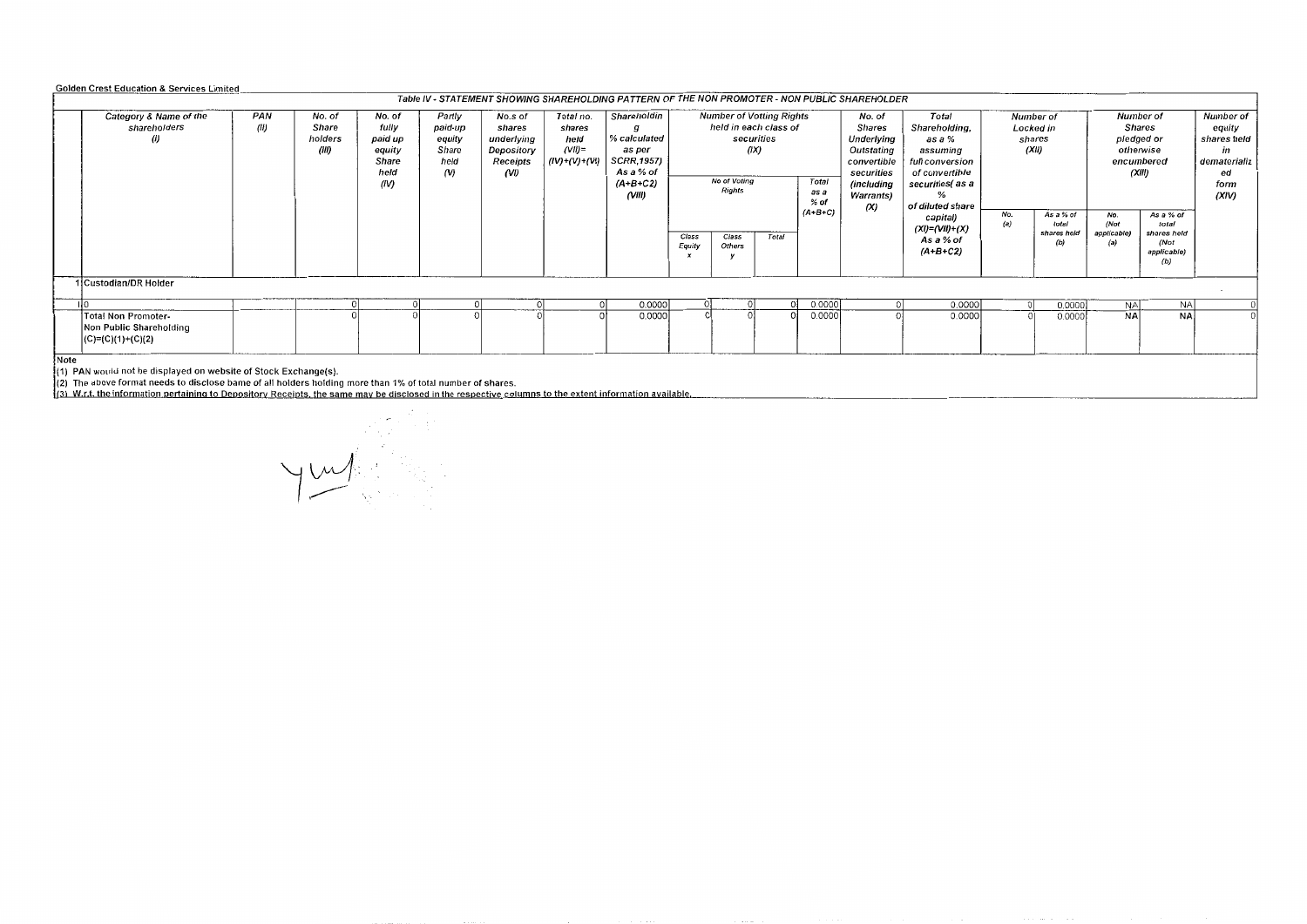Golden Crest Education & Services Limited

Table IV - STATEMENT SHOWING SHAREHOLDING PATTERN OF THE NON PROMOTER - NON PUBLIC SHAREHOLDER

| | Category & Name of the shareholders (I) | PAN (II) | No. of Share holders (III) | No. of fully paid up equity Share held (IV) | Partly paid-up equity Share held (V) | No.s of shares underlying Depository Receipts (VI) | Total no. shares held (VII)= (IV)+(V)+(VI) | Shareholding % calculated as per SCRR,1957) As a % of (A+B+C2) (VIII) | Number of Voting Rights held in each class of securities (IX) | | | | No. of Shares Underlying Outstating convertible securities (including Warrants) (X) | Total Shareholding, as a % assuming full conversion of convertible securities( as a % of diluted share capital) (XI)=(VII)+(X) As a % of (A+B+C2) | Number of Locked in shares (XII) | | Number of Shares pledged or otherwise encumbered (XIII) | | Number of equity shares held in dematerialized form (XIV) |
|---|---|---|---|---|---|---|---|---|---|---|---|---|---|---|---|---|---|---|---|
| | | | | | | | | | No of Voting Rights | | | Total as a % of (A+B+C) | | | No. (a) | As a % of total shares held (b) | No. (Not applicable) (a) | As a % of total shares held (Not applicable) (b) | |
| | | | | | | | | | Class Equity x | Class Others y | Total | | | | | | | | |
| 1 | Custodian/DR Holder | | | | | | | | | | | | | | | | | | |
| | 0 | | 0 | 0 | 0 | 0 | 0 | 0.0000 | 0 | 0 | 0 | 0.0000 | 0 | 0.0000 | 0 | 0.0000 | NA | NA | 0 |
| | Total Non Promoter- Non Public Shareholding (C)=(C)(1)+(C)(2) | | 0 | 0 | 0 | 0 | 0 | 0.0000 | 0 | 0 | 0 | 0.0000 | 0 | 0.0000 | 0 | 0.0000 | NA | NA | 0 |

Note

(1) PAN would not be displayed on website of Stock Exchange(s).

(2) The above format needs to disclose bame of all holders holding more than 1% of total number of shares.

(3) W.r.t. the information pertaining to Depository Receipts, the same may be disclosed in the respective columns to the extent information available.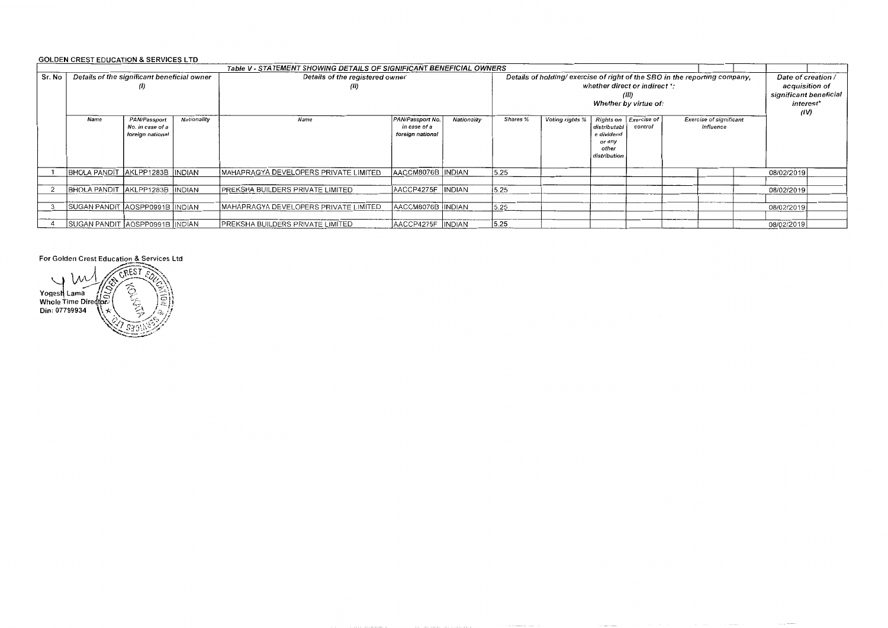**GOLDEN CREST EDUCATION & SERVICES LTD**

*Table V - STATEMENT SHOWING DETAILS OF SIGNIFICANT BENEFICIAL OWNERS*

| Sr. No | Details of the significant beneficial owner (I) | | | Details of the registered owner (II) | | | Details of holding/ exercise of right of the SBO in the reporting company, whether direct or indirect *: (III) Whether by virtue of: | | | | | Date of creation / acquisition of significant beneficial interest* (IV) |
|---|---|---|---|---|---|---|---|---|---|---|---|---|
| | Name | PAN/Passport No. in case of a foreign national | Nationality | Name | PAN/Passport No. in case of a foreign national | Nationality | Shares % | Voting rights % | Rights on distributable dividend or any other distribution | Exercise of control | Exercise of significant influence | |
| 1 | BHOLA PANDIT | AKLPP1283B | INDIAN | MAHAPRAGYA DEVELOPERS PRIVATE LIMITED | AACCM8076B | INDIAN | 5.25 | | | | | 08/02/2019 |
| 2 | BHOLA PANDIT | AKLPP1283B | INDIAN | PREKSHA BUILDERS PRIVATE LIMITED | AACCP4275F | INDIAN | 5.25 | | | | | 08/02/2019 |
| 3 | SUGAN PANDIT | AOSPP0991B | INDIAN | MAHAPRAGYA DEVELOPERS PRIVATE LIMITED | AACCM8076B | INDIAN | 5.25 | | | | | 08/02/2019 |
| 4 | SUGAN PANDIT | AOSPP0991B | INDIAN | PREKSHA BUILDERS PRIVATE LIMITED | AACCP4275F | INDIAN | 5.25 | | | | | 08/02/2019 |

For Golden Crest Education & Services Ltd

Yogesh Lama
Whole Time Director
Din: 07799934